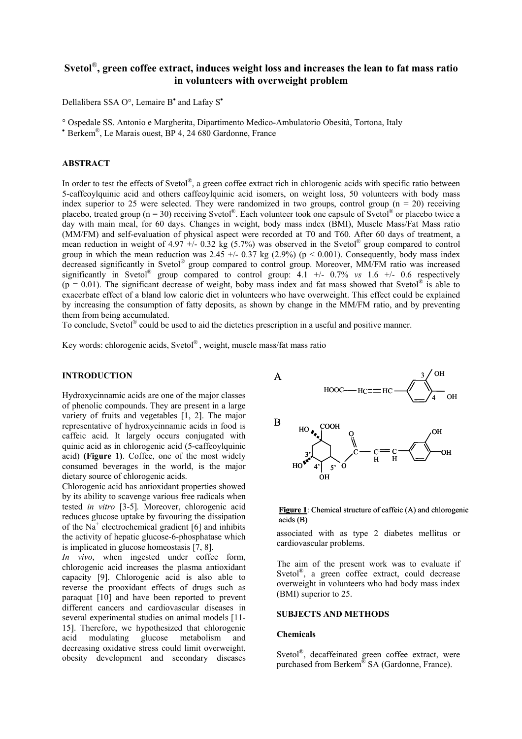# Svetol®, green coffee extract, induces weight loss and increases the lean to fat mass ratio in volunteers with overweight problem

Dellalibera SSA O°, Lemaire B• and Lafay S•

° Ospedale SS. Antonio e Margherita, Dipartimento Medico-Ambulatorio Obesità, Tortona, Italy
• Berkem®, Le Marais ouest, BP 4, 24 680 Gardonne, France

## ABSTRACT

In order to test the effects of Svetol®, a green coffee extract rich in chlorogenic acids with specific ratio between 5-caffeoylquinic acid and others caffeoylquinic acid isomers, on weight loss, 50 volunteers with body mass index superior to 25 were selected. They were randomized in two groups, control group (n = 20) receiving placebo, treated group (n = 30) receiving Svetol®. Each volunteer took one capsule of Svetol® or placebo twice a day with main meal, for 60 days. Changes in weight, body mass index (BMI), Muscle Mass/Fat Mass ratio (MM/FM) and self-evaluation of physical aspect were recorded at T0 and T60. After 60 days of treatment, a mean reduction in weight of 4.97 +/- 0.32 kg (5.7%) was observed in the Svetol® group compared to control group in which the mean reduction was 2.45 +/- 0.37 kg (2.9%) ($p < 0.001$). Consequently, body mass index decreased significantly in Svetol® group compared to control group. Moreover, MM/FM ratio was increased significantly in Svetol® group compared to control group: 4.1 +/- 0.7% *vs* 1.6 +/- 0.6 respectively ($p = 0.01$). The significant decrease of weight, boby mass index and fat mass showed that Svetol® is able to exacerbate effect of a bland low caloric diet in volunteers who have overweight. This effect could be explained by increasing the consumption of fatty deposits, as shown by change in the MM/FM ratio, and by preventing them from being accumulated.
To conclude, Svetol® could be used to aid the dietetics prescription in a useful and positive manner.

Key words: chlorogenic acids, Svetol®, weight, muscle mass/fat mass ratio

## INTRODUCTION

Hydroxycinnamic acids are one of the major classes of phenolic compounds. They are present in a large variety of fruits and vegetables [1, 2]. The major representative of hydroxycinnamic acids in food is caffeic acid. It largely occurs conjugated with quinic acid as in chlorogenic acid (5-caffeoylquinic acid) **(Figure 1)**. Coffee, one of the most widely consumed beverages in the world, is the major dietary source of chlorogenic acids.

Chlorogenic acid has antioxidant properties showed by its ability to scavenge various free radicals when tested *in vitro* [3-5]. Moreover, chlorogenic acid reduces glucose uptake by favouring the dissipation of the $Na^+$ electrochemical gradient [6] and inhibits the activity of hepatic glucose-6-phosphatase which is implicated in glucose homeostasis [7, 8].

*In vivo*, when ingested under coffee form, chlorogenic acid increases the plasma antioxidant capacity [9]. Chlorogenic acid is also able to reverse the prooxidant effects of drugs such as paraquat [10] and have been reported to prevent different cancers and cardiovascular diseases in several experimental studies on animal models [11-15]. Therefore, we hypothesized that chlorogenic acid modulating glucose metabolism and decreasing oxidative stress could limit overweight, obesity development and secondary diseases associated with as type 2 diabetes mellitus or cardiovascular problems.

**Figure 1**: Chemical structure of caffeic (A) and chlorogenic acids (B)

The aim of the present work was to evaluate if Svetol®, a green coffee extract, could decrease overweight in volunteers who had body mass index (BMI) superior to 25.

## SUBJECTS AND METHODS

### Chemicals

Svetol®, decaffeinated green coffee extract, were purchased from Berkem® SA (Gardonne, France).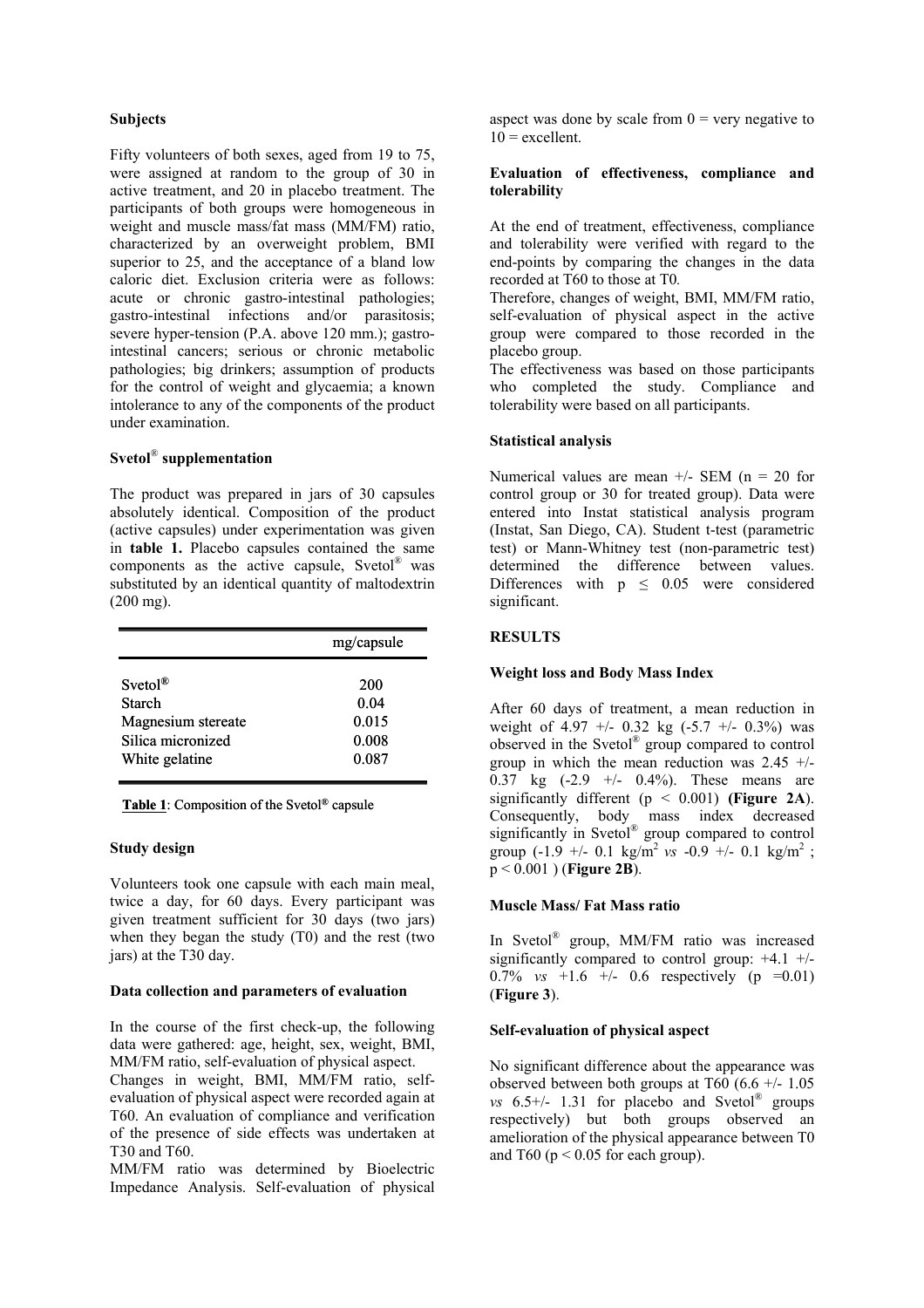### Subjects

Fifty volunteers of both sexes, aged from 19 to 75, were assigned at random to the group of 30 in active treatment, and 20 in placebo treatment. The participants of both groups were homogeneous in weight and muscle mass/fat mass (MM/FM) ratio, characterized by an overweight problem, BMI superior to 25, and the acceptance of a bland low caloric diet. Exclusion criteria were as follows: acute or chronic gastro-intestinal pathologies; gastro-intestinal infections and/or parasitosis; severe hyper-tension (P.A. above 120 mm.); gastro-intestinal cancers; serious or chronic metabolic pathologies; big drinkers; assumption of products for the control of weight and glycaemia; a known intolerance to any of the components of the product under examination.

### Svetol® supplementation

The product was prepared in jars of 30 capsules absolutely identical. Composition of the product (active capsules) under experimentation was given in **table 1.** Placebo capsules contained the same components as the active capsule, Svetol® was substituted by an identical quantity of maltodextrin (200 mg).

| | mg/capsule |
|---|---|
| Svetol® | 200 |
| Starch | 0.04 |
| Magnesium stereate | 0.015 |
| Silica micronized | 0.008 |
| White gelatine | 0.087 |

**Table 1**: Composition of the Svetol® capsule

### Study design

Volunteers took one capsule with each main meal, twice a day, for 60 days. Every participant was given treatment sufficient for 30 days (two jars) when they began the study (T0) and the rest (two jars) at the T30 day.

### Data collection and parameters of evaluation

In the course of the first check-up, the following data were gathered: age, height, sex, weight, BMI, MM/FM ratio, self-evaluation of physical aspect.

Changes in weight, BMI, MM/FM ratio, self-evaluation of physical aspect were recorded again at T60. An evaluation of compliance and verification of the presence of side effects was undertaken at T30 and T60.

MM/FM ratio was determined by Bioelectric Impedance Analysis. Self-evaluation of physical aspect was done by scale from 0 = very negative to 10 = excellent.

### Evaluation of effectiveness, compliance and tolerability

At the end of treatment, effectiveness, compliance and tolerability were verified with regard to the end-points by comparing the changes in the data recorded at T60 to those at T0.

Therefore, changes of weight, BMI, MM/FM ratio, self-evaluation of physical aspect in the active group were compared to those recorded in the placebo group.

The effectiveness was based on those participants who completed the study. Compliance and tolerability were based on all participants.

### Statistical analysis

Numerical values are mean +/- SEM ($n = 20$ for control group or 30 for treated group). Data were entered into Instat statistical analysis program (Instat, San Diego, CA). Student t-test (parametric test) or Mann-Whitney test (non-parametric test) determined the difference between values. Differences with $p \leq 0.05$ were considered significant.

## RESULTS

### Weight loss and Body Mass Index

After 60 days of treatment, a mean reduction in weight of 4.97 +/- 0.32 kg (-5.7 +/- 0.3%) was observed in the Svetol® group compared to control group in which the mean reduction was 2.45 +/- 0.37 kg (-2.9 +/- 0.4%). These means are significantly different ($p < 0.001$) **(Figure 2A)**. Consequently, body mass index decreased significantly in Svetol® group compared to control group (-1.9 +/- 0.1 kg/m$^2$ *vs* -0.9 +/- 0.1 kg/m$^2$ ; $p < 0.001$ ) (**Figure 2B**).

### Muscle Mass/ Fat Mass ratio

In Svetol® group, MM/FM ratio was increased significantly compared to control group: +4.1 +/- 0.7% *vs* +1.6 +/- 0.6 respectively ($p = 0.01$) (**Figure 3**).

### Self-evaluation of physical aspect

No significant difference about the appearance was observed between both groups at T60 (6.6 +/- 1.05 *vs* 6.5+/- 1.31 for placebo and Svetol® groups respectively) but both groups observed an amelioration of the physical appearance between T0 and T60 ($p < 0.05$ for each group).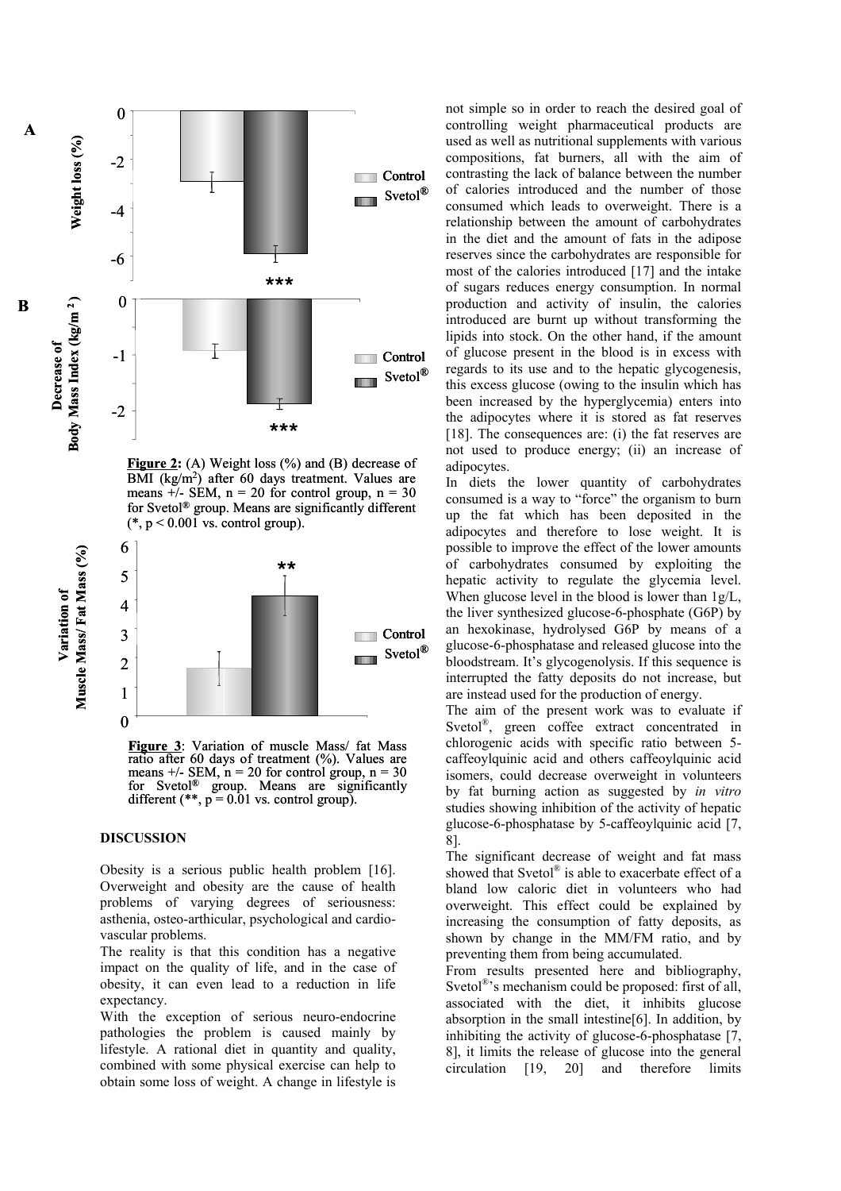**Figure 2:** (A) Weight loss (%) and (B) decrease of BMI (kg/m$^2$) after 60 days treatment. Values are means +/- SEM, n = 20 for control group, n = 30 for Svetol® group. Means are significantly different (*, $p < 0.001$ vs. control group).

**Figure 3**: Variation of muscle Mass/ fat Mass ratio after 60 days of treatment (%). Values are means +/- SEM, n = 20 for control group, n = 30 for Svetol® group. Means are significantly different (**, $p = 0.01$ vs. control group).

## DISCUSSION

Obesity is a serious public health problem [16]. Overweight and obesity are the cause of health problems of varying degrees of seriousness: asthenia, osteo-arthicular, psychological and cardio-vascular problems.

The reality is that this condition has a negative impact on the quality of life, and in the case of obesity, it can even lead to a reduction in life expectancy.

With the exception of serious neuro-endocrine pathologies the problem is caused mainly by lifestyle. A rational diet in quantity and quality, combined with some physical exercise can help to obtain some loss of weight. A change in lifestyle is not simple so in order to reach the desired goal of controlling weight pharmaceutical products are used as well as nutritional supplements with various compositions, fat burners, all with the aim of contrasting the lack of balance between the number of calories introduced and the number of those consumed which leads to overweight. There is a relationship between the amount of carbohydrates in the diet and the amount of fats in the adipose reserves since the carbohydrates are responsible for most of the calories introduced [17] and the intake of sugars reduces energy consumption. In normal production and activity of insulin, the calories introduced are burnt up without transforming the lipids into stock. On the other hand, if the amount of glucose present in the blood is in excess with regards to its use and to the hepatic glycogenesis, this excess glucose (owing to the insulin which has been increased by the hyperglycemia) enters into the adipocytes where it is stored as fat reserves [18]. The consequences are: (i) the fat reserves are not used to produce energy; (ii) an increase of adipocytes.

In diets the lower quantity of carbohydrates consumed is a way to "force" the organism to burn up the fat which has been deposited in the adipocytes and therefore to lose weight. It is possible to improve the effect of the lower amounts of carbohydrates consumed by exploiting the hepatic activity to regulate the glycemia level. When glucose level in the blood is lower than 1g/L, the liver synthesized glucose-6-phosphate (G6P) by an hexokinase, hydrolysed G6P by means of a glucose-6-phosphatase and released glucose into the bloodstream. It's glycogenolysis. If this sequence is interrupted the fatty deposits do not increase, but are instead used for the production of energy.

The aim of the present work was to evaluate if Svetol®, green coffee extract concentrated in chlorogenic acids with specific ratio between 5-caffeoylquinic acid and others caffeoylquinic acid isomers, could decrease overweight in volunteers by fat burning action as suggested by *in vitro* studies showing inhibition of the activity of hepatic glucose-6-phosphatase by 5-caffeoylquinic acid [7, 8].

The significant decrease of weight and fat mass showed that Svetol® is able to exacerbate effect of a bland low caloric diet in volunteers who had overweight. This effect could be explained by increasing the consumption of fatty deposits, as shown by change in the MM/FM ratio, and by preventing them from being accumulated.

From results presented here and bibliography, Svetol®'s mechanism could be proposed: first of all, associated with the diet, it inhibits glucose absorption in the small intestine[6]. In addition, by inhibiting the activity of glucose-6-phosphatase [7, 8], it limits the release of glucose into the general circulation [19, 20] and therefore limits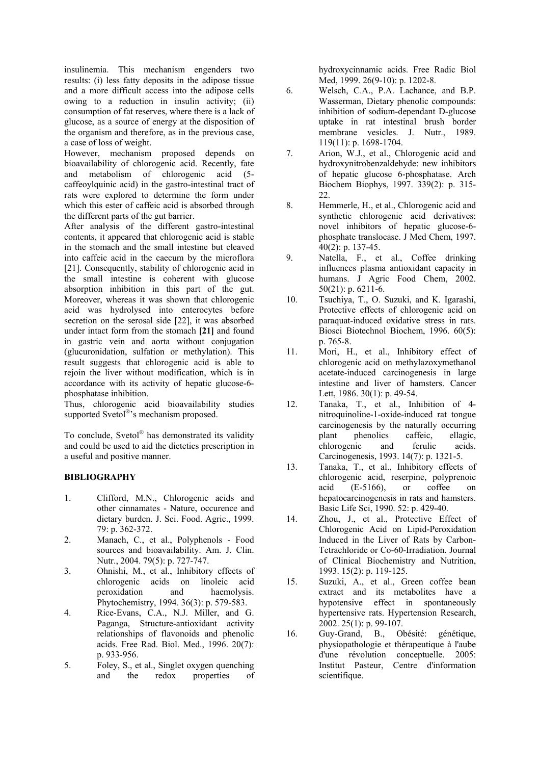insulinemia. This mechanism engenders two results: (i) less fatty deposits in the adipose tissue and a more difficult access into the adipose cells owing to a reduction in insulin activity; (ii) consumption of fat reserves, where there is a lack of glucose, as a source of energy at the disposition of the organism and therefore, as in the previous case, a case of loss of weight.

However, mechanism proposed depends on bioavailability of chlorogenic acid. Recently, fate and metabolism of chlorogenic acid (5-caffeoylquinic acid) in the gastro-intestinal tract of rats were explored to determine the form under which this ester of caffeic acid is absorbed through the different parts of the gut barrier.

After analysis of the different gastro-intestinal contents, it appeared that chlorogenic acid is stable in the stomach and the small intestine but cleaved into caffeic acid in the caecum by the microflora [21]. Consequently, stability of chlorogenic acid in the small intestine is coherent with glucose absorption inhibition in this part of the gut. Moreover, whereas it was shown that chlorogenic acid was hydrolysed into enterocytes before secretion on the serosal side [22], it was absorbed under intact form from the stomach **[21]** and found in gastric vein and aorta without conjugation (glucuronidation, sulfation or methylation). This result suggests that chlorogenic acid is able to rejoin the liver without modification, which is in accordance with its activity of hepatic glucose-6-phosphatase inhibition.

Thus, chlorogenic acid bioavailability studies supported Svetol®'s mechanism proposed.

To conclude, Svetol® has demonstrated its validity and could be used to aid the dietetics prescription in a useful and positive manner.

## BIBLIOGRAPHY

1. Clifford, M.N., Chlorogenic acids and other cinnamates - Nature, occurence and dietary burden. J. Sci. Food. Agric., 1999. 79: p. 362-372.
2. Manach, C., et al., Polyphenols - Food sources and bioavailability. Am. J. Clin. Nutr., 2004. 79(5): p. 727-747.
3. Ohnishi, M., et al., Inhibitory effects of chlorogenic acids on linoleic acid peroxidation and haemolysis. Phytochemistry, 1994. 36(3): p. 579-583.
4. Rice-Evans, C.A., N.J. Miller, and G. Paganga, Structure-antioxidant activity relationships of flavonoids and phenolic acids. Free Rad. Biol. Med., 1996. 20(7): p. 933-956.
5. Foley, S., et al., Singlet oxygen quenching and the redox properties of hydroxycinnamic acids. Free Radic Biol Med, 1999. 26(9-10): p. 1202-8.
6. Welsch, C.A., P.A. Lachance, and B.P. Wasserman, Dietary phenolic compounds: inhibition of sodium-dependant D-glucose uptake in rat intestinal brush border membrane vesicles. J. Nutr., 1989. 119(11): p. 1698-1704.
7. Arion, W.J., et al., Chlorogenic acid and hydroxynitrobenzaldehyde: new inhibitors of hepatic glucose 6-phosphatase. Arch Biochem Biophys, 1997. 339(2): p. 315-22.
8. Hemmerle, H., et al., Chlorogenic acid and synthetic chlorogenic acid derivatives: novel inhibitors of hepatic glucose-6-phosphate translocase. J Med Chem, 1997. 40(2): p. 137-45.
9. Natella, F., et al., Coffee drinking influences plasma antioxidant capacity in humans. J Agric Food Chem, 2002. 50(21): p. 6211-6.
10. Tsuchiya, T., O. Suzuki, and K. Igarashi, Protective effects of chlorogenic acid on paraquat-induced oxidative stress in rats. Biosci Biotechnol Biochem, 1996. 60(5): p. 765-8.
11. Mori, H., et al., Inhibitory effect of chlorogenic acid on methylazoxymethanol acetate-induced carcinogenesis in large intestine and liver of hamsters. Cancer Lett, 1986. 30(1): p. 49-54.
12. Tanaka, T., et al., Inhibition of 4-nitroquinoline-1-oxide-induced rat tongue carcinogenesis by the naturally occurring plant phenolics caffeic, ellagic, chlorogenic and ferulic acids. Carcinogenesis, 1993. 14(7): p. 1321-5.
13. Tanaka, T., et al., Inhibitory effects of chlorogenic acid, reserpine, polyprenoic acid (E-5166), or coffee on hepatocarcinogenesis in rats and hamsters. Basic Life Sci, 1990. 52: p. 429-40.
14. Zhou, J., et al., Protective Effect of Chlorogenic Acid on Lipid-Peroxidation Induced in the Liver of Rats by Carbon-Tetrachloride or Co-60-Irradiation. Journal of Clinical Biochemistry and Nutrition, 1993. 15(2): p. 119-125.
15. Suzuki, A., et al., Green coffee bean extract and its metabolites have a hypotensive effect in spontaneously hypertensive rats. Hypertension Research, 2002. 25(1): p. 99-107.
16. Guy-Grand, B., Obésité: génétique, physiopathologie et thérapeutique à l'aube d'une révolution conceptuelle. 2005: Institut Pasteur, Centre d'information scientifique.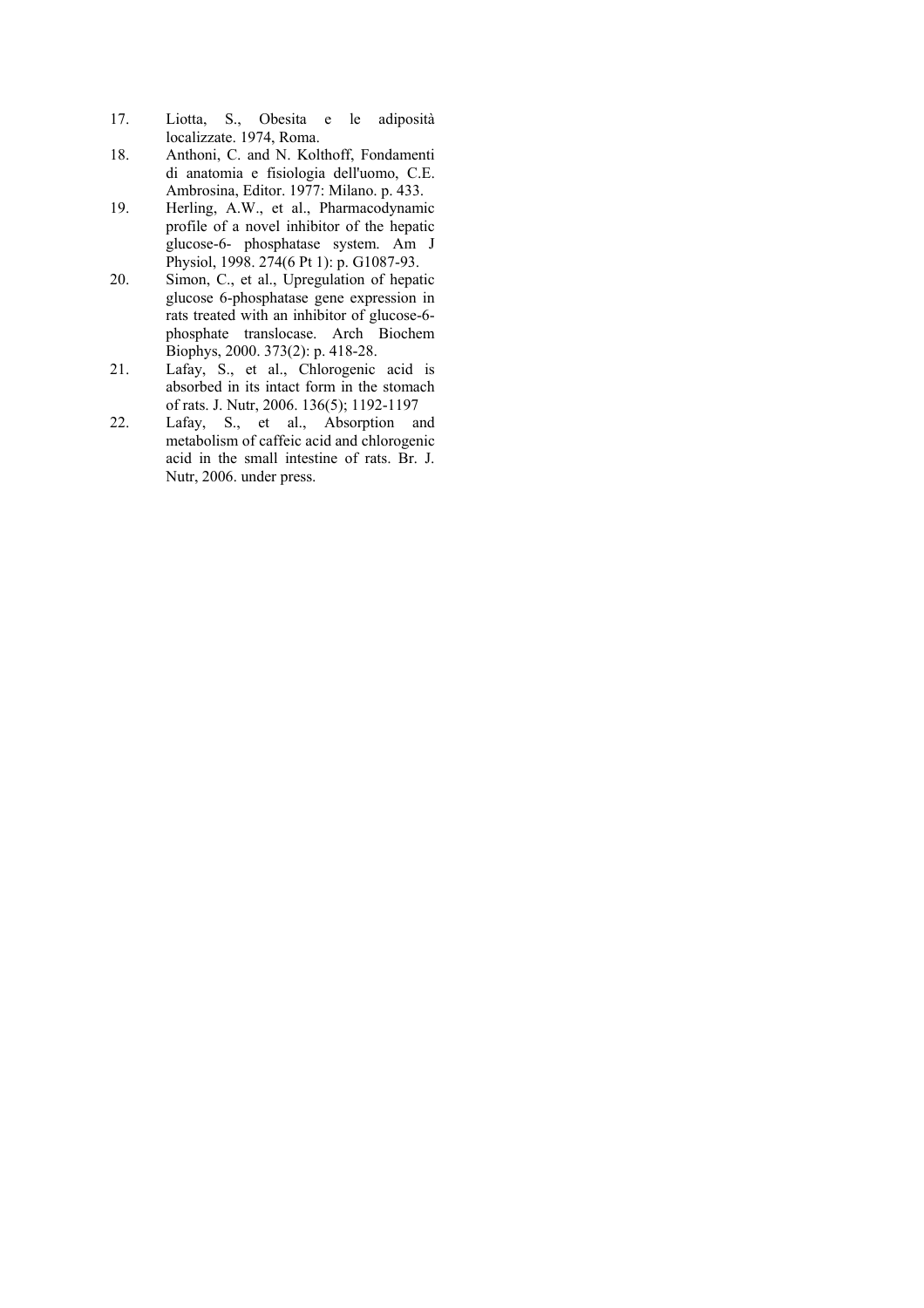17. Liotta, S., Obesita e le adiposità localizzate. 1974, Roma.
18. Anthoni, C. and N. Kolthoff, Fondamenti di anatomia e fisiologia dell'uomo, C.E. Ambrosina, Editor. 1977: Milano. p. 433.
19. Herling, A.W., et al., Pharmacodynamic profile of a novel inhibitor of the hepatic glucose-6- phosphatase system. Am J Physiol, 1998. 274(6 Pt 1): p. G1087-93.
20. Simon, C., et al., Upregulation of hepatic glucose 6-phosphatase gene expression in rats treated with an inhibitor of glucose-6-phosphate translocase. Arch Biochem Biophys, 2000. 373(2): p. 418-28.
21. Lafay, S., et al., Chlorogenic acid is absorbed in its intact form in the stomach of rats. J. Nutr, 2006. 136(5); 1192-1197
22. Lafay, S., et al., Absorption and metabolism of caffeic acid and chlorogenic acid in the small intestine of rats. Br. J. Nutr, 2006. under press.